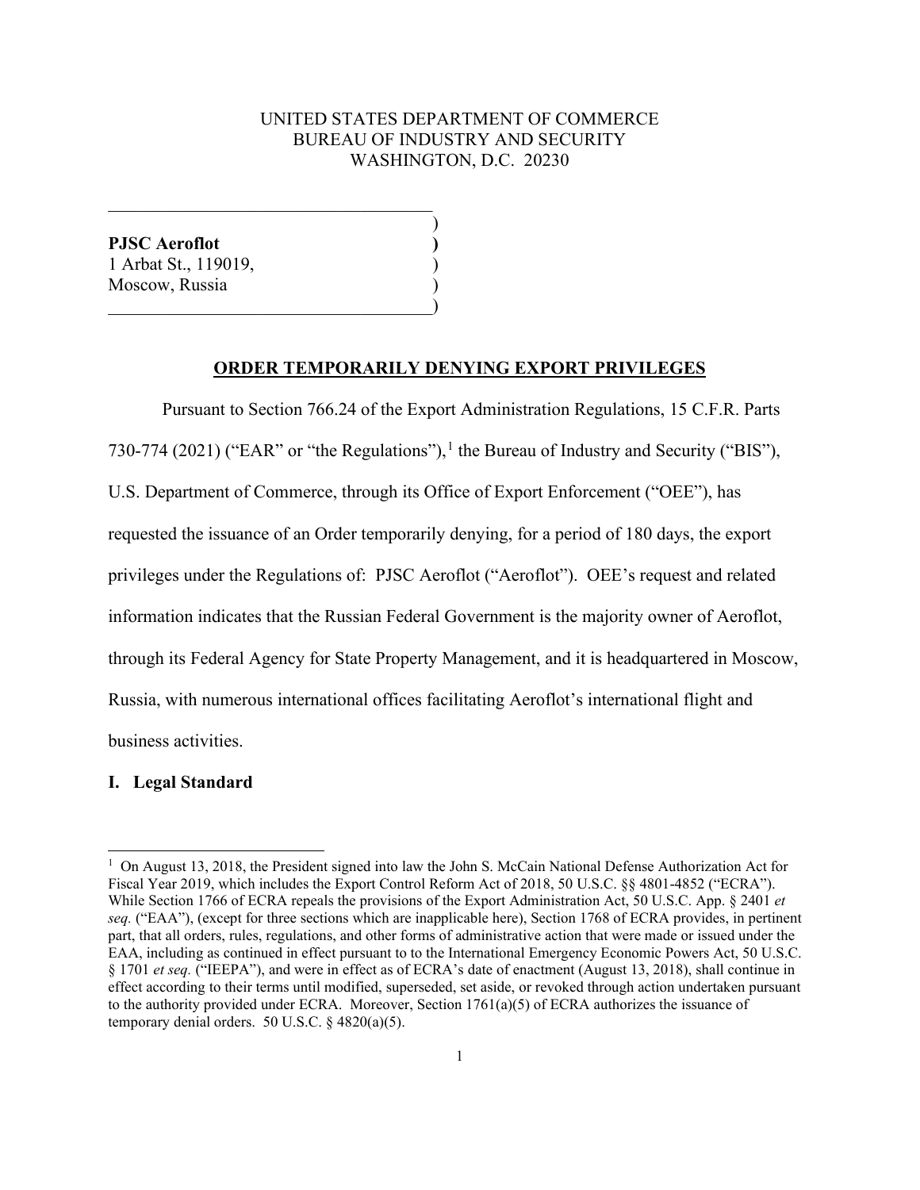UNITED STATES DEPARTMENT OF COMMERCE
BUREAU OF INDUSTRY AND SECURITY
WASHINGTON, D.C. 20230

**PJSC Aeroflot**
1 Arbat St., 119019,
Moscow, Russia

## ORDER TEMPORARILY DENYING EXPORT PRIVILEGES

Pursuant to Section 766.24 of the Export Administration Regulations, 15 C.F.R. Parts 730-774 (2021) ("EAR" or "the Regulations"),[1] the Bureau of Industry and Security ("BIS"), U.S. Department of Commerce, through its Office of Export Enforcement ("OEE"), has requested the issuance of an Order temporarily denying, for a period of 180 days, the export privileges under the Regulations of: PJSC Aeroflot ("Aeroflot"). OEE's request and related information indicates that the Russian Federal Government is the majority owner of Aeroflot, through its Federal Agency for State Property Management, and it is headquartered in Moscow, Russia, with numerous international offices facilitating Aeroflot's international flight and business activities.

### I. Legal Standard

[1] On August 13, 2018, the President signed into law the John S. McCain National Defense Authorization Act for Fiscal Year 2019, which includes the Export Control Reform Act of 2018, 50 U.S.C. §§ 4801-4852 ("ECRA"). While Section 1766 of ECRA repeals the provisions of the Export Administration Act, 50 U.S.C. App. § 2401 *et seq.* ("EAA"), (except for three sections which are inapplicable here), Section 1768 of ECRA provides, in pertinent part, that all orders, rules, regulations, and other forms of administrative action that were made or issued under the EAA, including as continued in effect pursuant to to the International Emergency Economic Powers Act, 50 U.S.C. § 1701 *et seq.* ("IEEPA"), and were in effect as of ECRA's date of enactment (August 13, 2018), shall continue in effect according to their terms until modified, superseded, set aside, or revoked through action undertaken pursuant to the authority provided under ECRA. Moreover, Section 1761(a)(5) of ECRA authorizes the issuance of temporary denial orders. 50 U.S.C. § 4820(a)(5).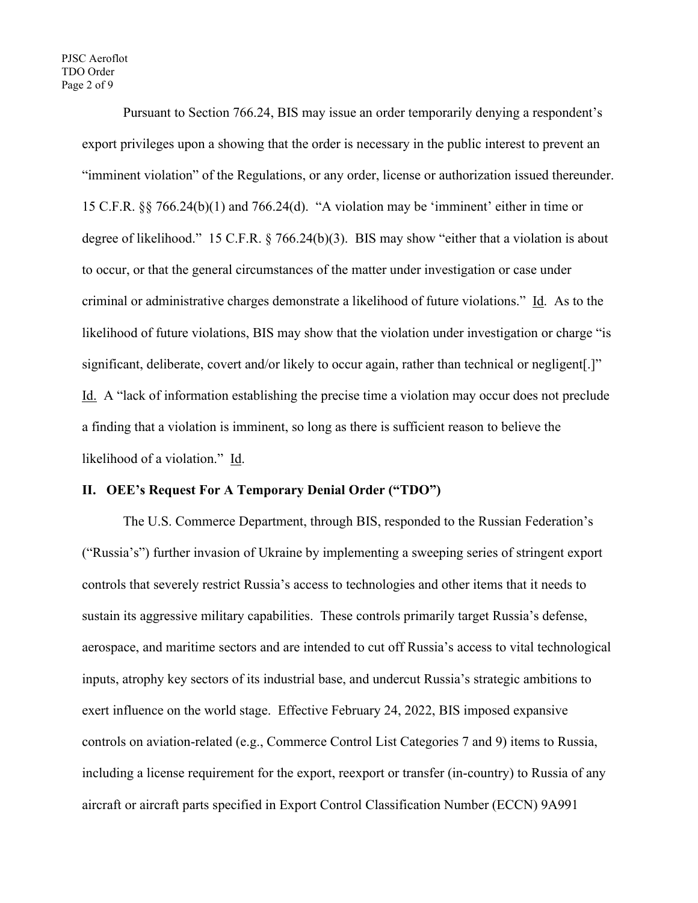Pursuant to Section 766.24, BIS may issue an order temporarily denying a respondent's export privileges upon a showing that the order is necessary in the public interest to prevent an "imminent violation" of the Regulations, or any order, license or authorization issued thereunder. 15 C.F.R. §§ 766.24(b)(1) and 766.24(d). "A violation may be 'imminent' either in time or degree of likelihood." 15 C.F.R. § 766.24(b)(3). BIS may show "either that a violation is about to occur, or that the general circumstances of the matter under investigation or case under criminal or administrative charges demonstrate a likelihood of future violations." Id. As to the likelihood of future violations, BIS may show that the violation under investigation or charge "is significant, deliberate, covert and/or likely to occur again, rather than technical or negligent[.]" Id. A "lack of information establishing the precise time a violation may occur does not preclude a finding that a violation is imminent, so long as there is sufficient reason to believe the likelihood of a violation." Id.

## II. OEE's Request For A Temporary Denial Order ("TDO")

The U.S. Commerce Department, through BIS, responded to the Russian Federation's ("Russia's") further invasion of Ukraine by implementing a sweeping series of stringent export controls that severely restrict Russia's access to technologies and other items that it needs to sustain its aggressive military capabilities. These controls primarily target Russia's defense, aerospace, and maritime sectors and are intended to cut off Russia's access to vital technological inputs, atrophy key sectors of its industrial base, and undercut Russia's strategic ambitions to exert influence on the world stage. Effective February 24, 2022, BIS imposed expansive controls on aviation-related (e.g., Commerce Control List Categories 7 and 9) items to Russia, including a license requirement for the export, reexport or transfer (in-country) to Russia of any aircraft or aircraft parts specified in Export Control Classification Number (ECCN) 9A991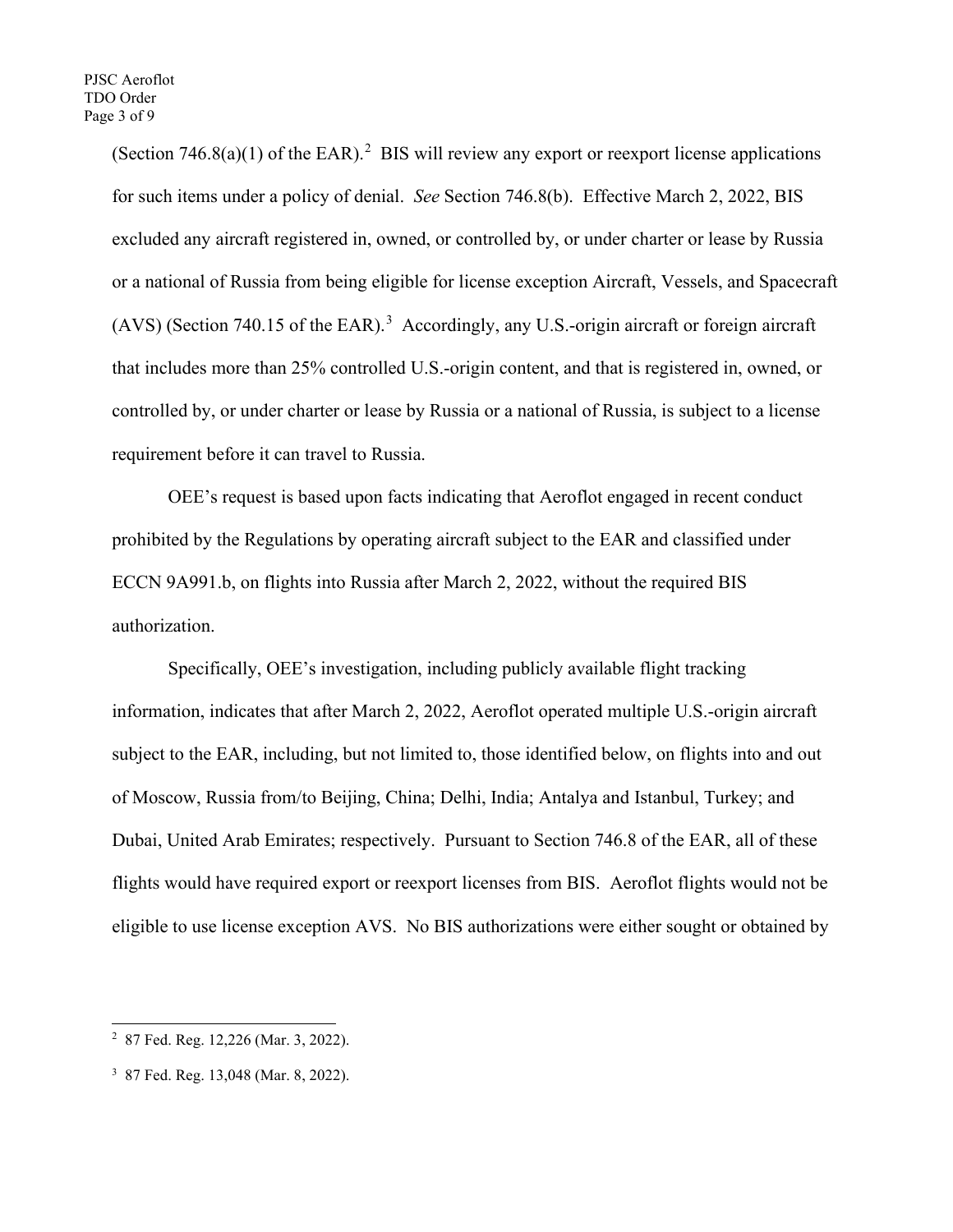(Section 746.8(a)(1) of the EAR).[2] BIS will review any export or reexport license applications for such items under a policy of denial. *See* Section 746.8(b). Effective March 2, 2022, BIS excluded any aircraft registered in, owned, or controlled by, or under charter or lease by Russia or a national of Russia from being eligible for license exception Aircraft, Vessels, and Spacecraft (AVS) (Section 740.15 of the EAR).[3] Accordingly, any U.S.-origin aircraft or foreign aircraft that includes more than 25% controlled U.S.-origin content, and that is registered in, owned, or controlled by, or under charter or lease by Russia or a national of Russia, is subject to a license requirement before it can travel to Russia.

OEE's request is based upon facts indicating that Aeroflot engaged in recent conduct prohibited by the Regulations by operating aircraft subject to the EAR and classified under ECCN 9A991.b, on flights into Russia after March 2, 2022, without the required BIS authorization.

Specifically, OEE's investigation, including publicly available flight tracking information, indicates that after March 2, 2022, Aeroflot operated multiple U.S.-origin aircraft subject to the EAR, including, but not limited to, those identified below, on flights into and out of Moscow, Russia from/to Beijing, China; Delhi, India; Antalya and Istanbul, Turkey; and Dubai, United Arab Emirates; respectively. Pursuant to Section 746.8 of the EAR, all of these flights would have required export or reexport licenses from BIS. Aeroflot flights would not be eligible to use license exception AVS. No BIS authorizations were either sought or obtained by

---

[2] 87 Fed. Reg. 12,226 (Mar. 3, 2022).

[3] 87 Fed. Reg. 13,048 (Mar. 8, 2022).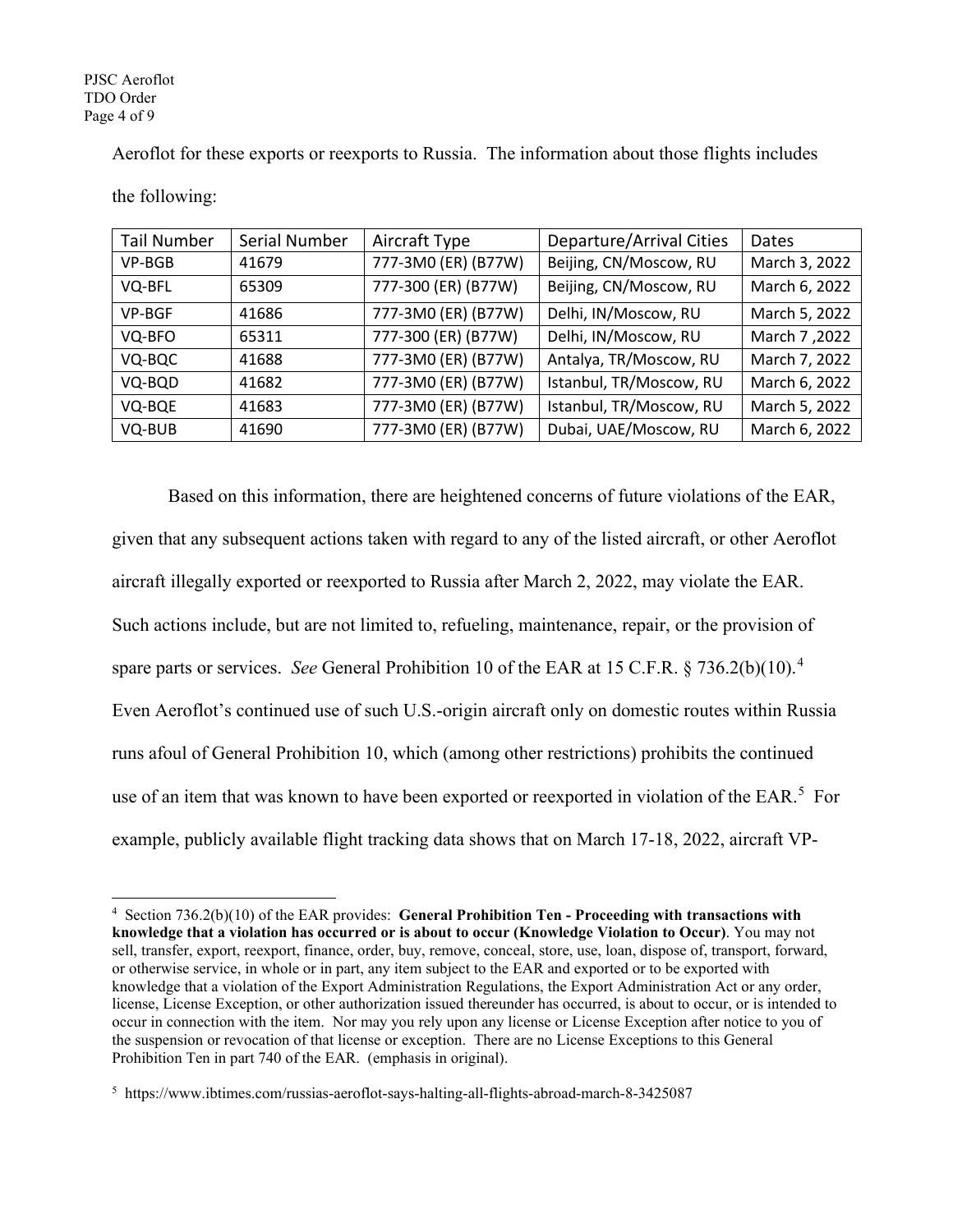Aeroflot for these exports or reexports to Russia. The information about those flights includes the following:

| Tail Number | Serial Number | Aircraft Type | Departure/Arrival Cities | Dates |
|---|---|---|---|---|
| VP-BGB | 41679 | 777-3M0 (ER) (B77W) | Beijing, CN/Moscow, RU | March 3, 2022 |
| VQ-BFL | 65309 | 777-300 (ER) (B77W) | Beijing, CN/Moscow, RU | March 6, 2022 |
| VP-BGF | 41686 | 777-3M0 (ER) (B77W) | Delhi, IN/Moscow, RU | March 5, 2022 |
| VQ-BFO | 65311 | 777-300 (ER) (B77W) | Delhi, IN/Moscow, RU | March 7 ,2022 |
| VQ-BQC | 41688 | 777-3M0 (ER) (B77W) | Antalya, TR/Moscow, RU | March 7, 2022 |
| VQ-BQD | 41682 | 777-3M0 (ER) (B77W) | Istanbul, TR/Moscow, RU | March 6, 2022 |
| VQ-BQE | 41683 | 777-3M0 (ER) (B77W) | Istanbul, TR/Moscow, RU | March 5, 2022 |
| VQ-BUB | 41690 | 777-3M0 (ER) (B77W) | Dubai, UAE/Moscow, RU | March 6, 2022 |

Based on this information, there are heightened concerns of future violations of the EAR, given that any subsequent actions taken with regard to any of the listed aircraft, or other Aeroflot aircraft illegally exported or reexported to Russia after March 2, 2022, may violate the EAR. Such actions include, but are not limited to, refueling, maintenance, repair, or the provision of spare parts or services. *See* General Prohibition 10 of the EAR at 15 C.F.R. § 736.2(b)(10).[4] Even Aeroflot's continued use of such U.S.-origin aircraft only on domestic routes within Russia runs afoul of General Prohibition 10, which (among other restrictions) prohibits the continued use of an item that was known to have been exported or reexported in violation of the EAR.[5] For example, publicly available flight tracking data shows that on March 17-18, 2022, aircraft VP-

---

[4] Section 736.2(b)(10) of the EAR provides: **General Prohibition Ten - Proceeding with transactions with knowledge that a violation has occurred or is about to occur (Knowledge Violation to Occur)**. You may not sell, transfer, export, reexport, finance, order, buy, remove, conceal, store, use, loan, dispose of, transport, forward, or otherwise service, in whole or in part, any item subject to the EAR and exported or to be exported with knowledge that a violation of the Export Administration Regulations, the Export Administration Act or any order, license, License Exception, or other authorization issued thereunder has occurred, is about to occur, or is intended to occur in connection with the item. Nor may you rely upon any license or License Exception after notice to you of the suspension or revocation of that license or exception. There are no License Exceptions to this General Prohibition Ten in part 740 of the EAR. (emphasis in original).

[5] https://www.ibtimes.com/russias-aeroflot-says-halting-all-flights-abroad-march-8-3425087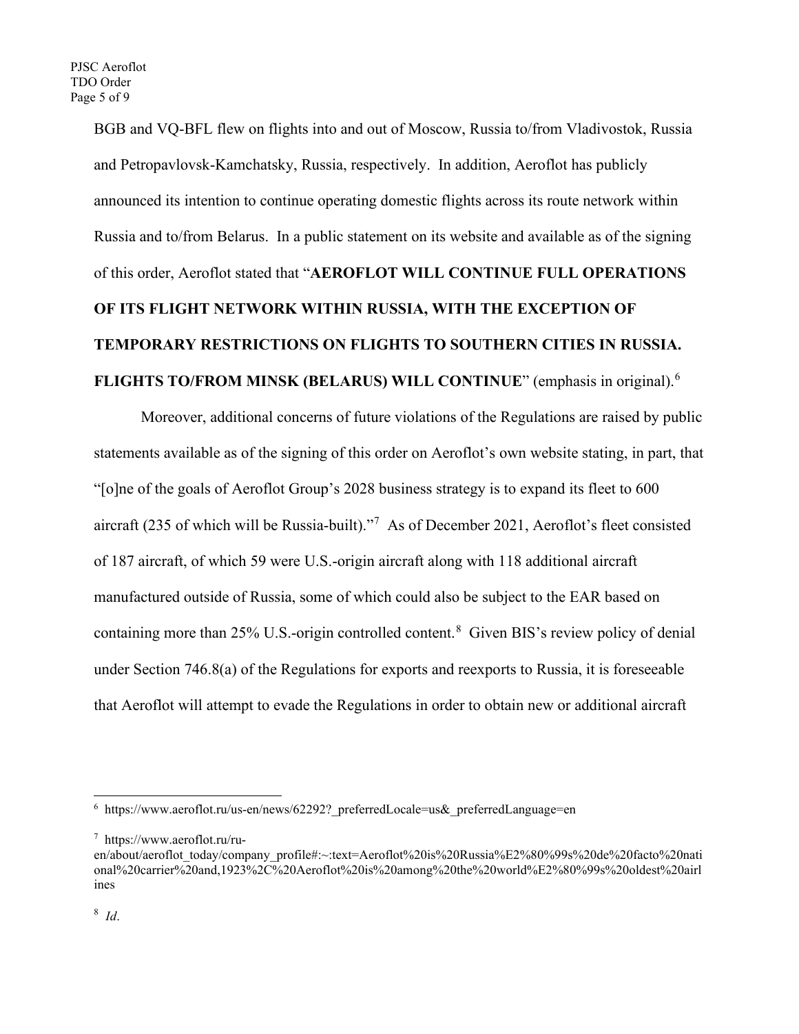BGB and VQ-BFL flew on flights into and out of Moscow, Russia to/from Vladivostok, Russia and Petropavlovsk-Kamchatsky, Russia, respectively. In addition, Aeroflot has publicly announced its intention to continue operating domestic flights across its route network within Russia and to/from Belarus. In a public statement on its website and available as of the signing of this order, Aeroflot stated that "**AEROFLOT WILL CONTINUE FULL OPERATIONS OF ITS FLIGHT NETWORK WITHIN RUSSIA, WITH THE EXCEPTION OF TEMPORARY RESTRICTIONS ON FLIGHTS TO SOUTHERN CITIES IN RUSSIA. FLIGHTS TO/FROM MINSK (BELARUS) WILL CONTINUE**" (emphasis in original).[6]

Moreover, additional concerns of future violations of the Regulations are raised by public statements available as of the signing of this order on Aeroflot's own website stating, in part, that "[o]ne of the goals of Aeroflot Group's 2028 business strategy is to expand its fleet to 600 aircraft (235 of which will be Russia-built)."[7] As of December 2021, Aeroflot's fleet consisted of 187 aircraft, of which 59 were U.S.-origin aircraft along with 118 additional aircraft manufactured outside of Russia, some of which could also be subject to the EAR based on containing more than 25% U.S.-origin controlled content.[8] Given BIS's review policy of denial under Section 746.8(a) of the Regulations for exports and reexports to Russia, it is foreseeable that Aeroflot will attempt to evade the Regulations in order to obtain new or additional aircraft

---

[6] https://www.aeroflot.ru/us-en/news/62292?_preferredLocale=us&_preferredLanguage=en

[7] https://www.aeroflot.ru/ru-en/about/aeroflot_today/company_profile#:~:text=Aeroflot%20is%20Russia%E2%80%99s%20de%20facto%20national%20carrier%20and,1923%2C%20Aeroflot%20is%20among%20the%20world%E2%80%99s%20oldest%20airlines

[8] *Id*.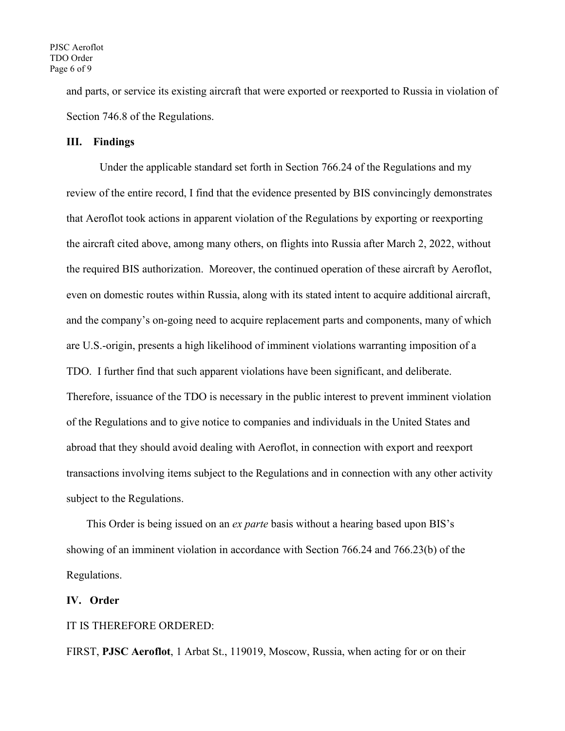and parts, or service its existing aircraft that were exported or reexported to Russia in violation of Section 746.8 of the Regulations.

## III. Findings

Under the applicable standard set forth in Section 766.24 of the Regulations and my review of the entire record, I find that the evidence presented by BIS convincingly demonstrates that Aeroflot took actions in apparent violation of the Regulations by exporting or reexporting the aircraft cited above, among many others, on flights into Russia after March 2, 2022, without the required BIS authorization. Moreover, the continued operation of these aircraft by Aeroflot, even on domestic routes within Russia, along with its stated intent to acquire additional aircraft, and the company's on-going need to acquire replacement parts and components, many of which are U.S.-origin, presents a high likelihood of imminent violations warranting imposition of a TDO. I further find that such apparent violations have been significant, and deliberate. Therefore, issuance of the TDO is necessary in the public interest to prevent imminent violation of the Regulations and to give notice to companies and individuals in the United States and abroad that they should avoid dealing with Aeroflot, in connection with export and reexport transactions involving items subject to the Regulations and in connection with any other activity subject to the Regulations.

This Order is being issued on an *ex parte* basis without a hearing based upon BIS's showing of an imminent violation in accordance with Section 766.24 and 766.23(b) of the Regulations.

## IV. Order

IT IS THEREFORE ORDERED:

FIRST, **PJSC Aeroflot**, 1 Arbat St., 119019, Moscow, Russia, when acting for or on their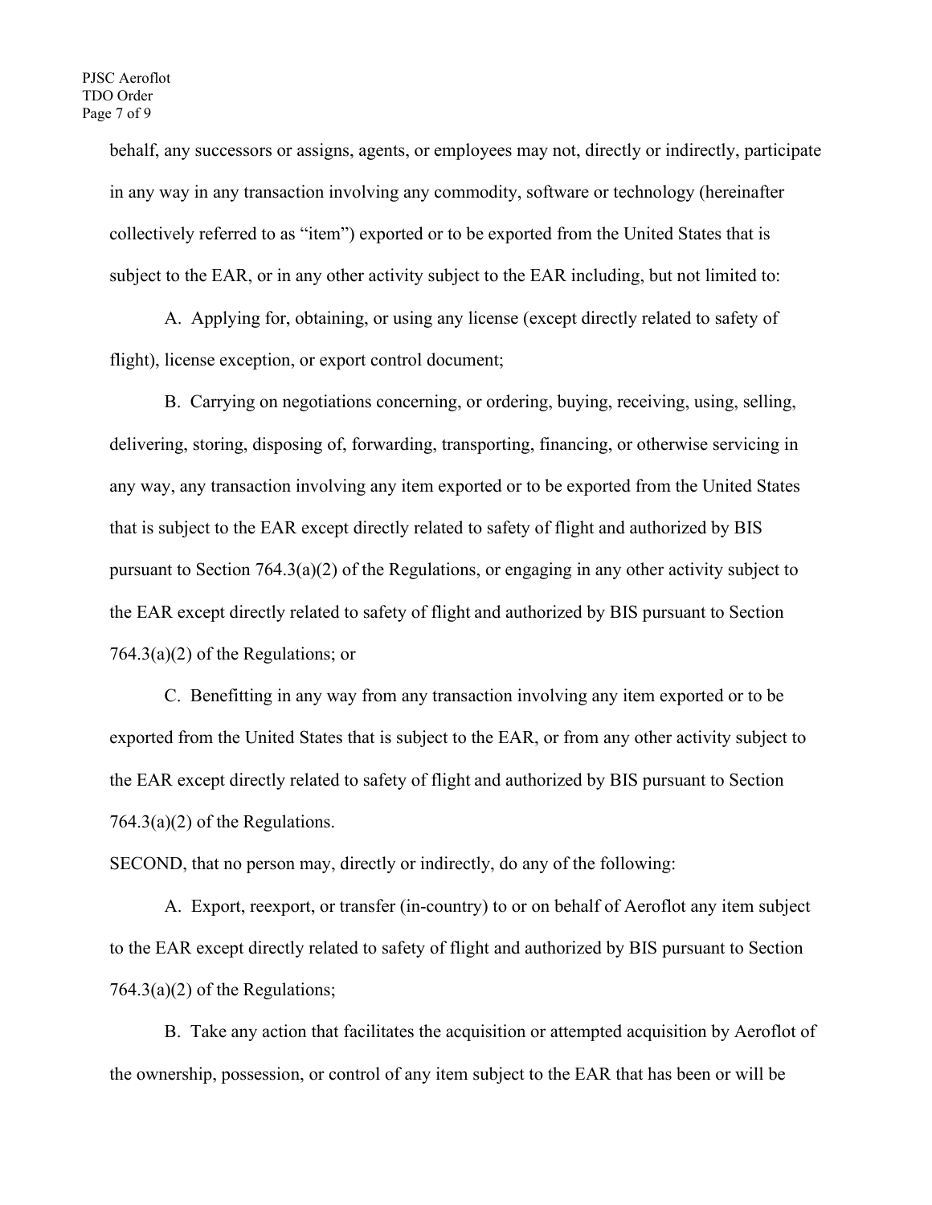behalf, any successors or assigns, agents, or employees may not, directly or indirectly, participate in any way in any transaction involving any commodity, software or technology (hereinafter collectively referred to as "item") exported or to be exported from the United States that is subject to the EAR, or in any other activity subject to the EAR including, but not limited to:

A. Applying for, obtaining, or using any license (except directly related to safety of flight), license exception, or export control document;

B. Carrying on negotiations concerning, or ordering, buying, receiving, using, selling, delivering, storing, disposing of, forwarding, transporting, financing, or otherwise servicing in any way, any transaction involving any item exported or to be exported from the United States that is subject to the EAR except directly related to safety of flight and authorized by BIS pursuant to Section 764.3(a)(2) of the Regulations, or engaging in any other activity subject to the EAR except directly related to safety of flight and authorized by BIS pursuant to Section 764.3(a)(2) of the Regulations; or

C. Benefitting in any way from any transaction involving any item exported or to be exported from the United States that is subject to the EAR, or from any other activity subject to the EAR except directly related to safety of flight and authorized by BIS pursuant to Section 764.3(a)(2) of the Regulations.

SECOND, that no person may, directly or indirectly, do any of the following:

A. Export, reexport, or transfer (in-country) to or on behalf of Aeroflot any item subject to the EAR except directly related to safety of flight and authorized by BIS pursuant to Section 764.3(a)(2) of the Regulations;

B. Take any action that facilitates the acquisition or attempted acquisition by Aeroflot of the ownership, possession, or control of any item subject to the EAR that has been or will be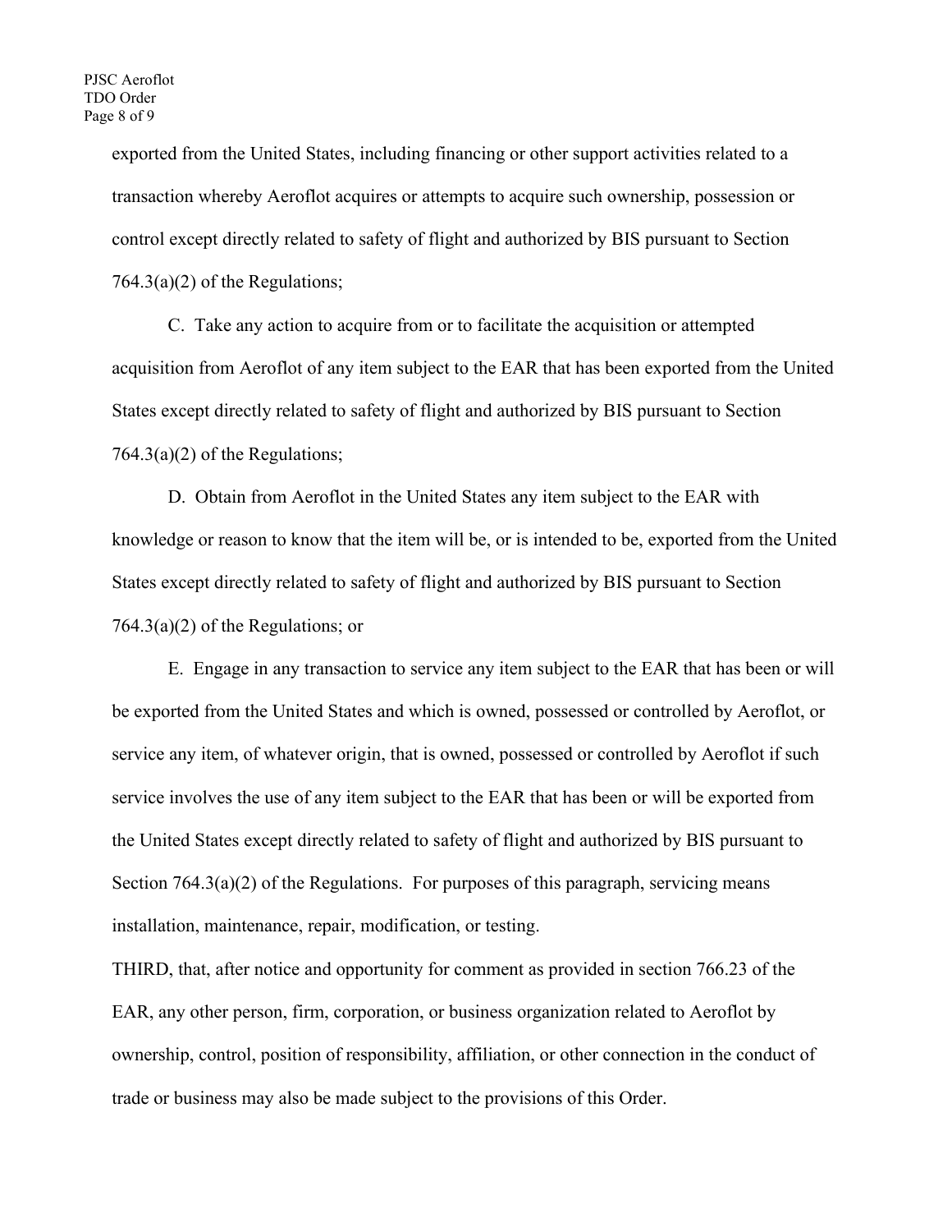exported from the United States, including financing or other support activities related to a transaction whereby Aeroflot acquires or attempts to acquire such ownership, possession or control except directly related to safety of flight and authorized by BIS pursuant to Section 764.3(a)(2) of the Regulations;

C. Take any action to acquire from or to facilitate the acquisition or attempted acquisition from Aeroflot of any item subject to the EAR that has been exported from the United States except directly related to safety of flight and authorized by BIS pursuant to Section 764.3(a)(2) of the Regulations;

D. Obtain from Aeroflot in the United States any item subject to the EAR with knowledge or reason to know that the item will be, or is intended to be, exported from the United States except directly related to safety of flight and authorized by BIS pursuant to Section 764.3(a)(2) of the Regulations; or

E. Engage in any transaction to service any item subject to the EAR that has been or will be exported from the United States and which is owned, possessed or controlled by Aeroflot, or service any item, of whatever origin, that is owned, possessed or controlled by Aeroflot if such service involves the use of any item subject to the EAR that has been or will be exported from the United States except directly related to safety of flight and authorized by BIS pursuant to Section 764.3(a)(2) of the Regulations. For purposes of this paragraph, servicing means installation, maintenance, repair, modification, or testing.

THIRD, that, after notice and opportunity for comment as provided in section 766.23 of the EAR, any other person, firm, corporation, or business organization related to Aeroflot by ownership, control, position of responsibility, affiliation, or other connection in the conduct of trade or business may also be made subject to the provisions of this Order.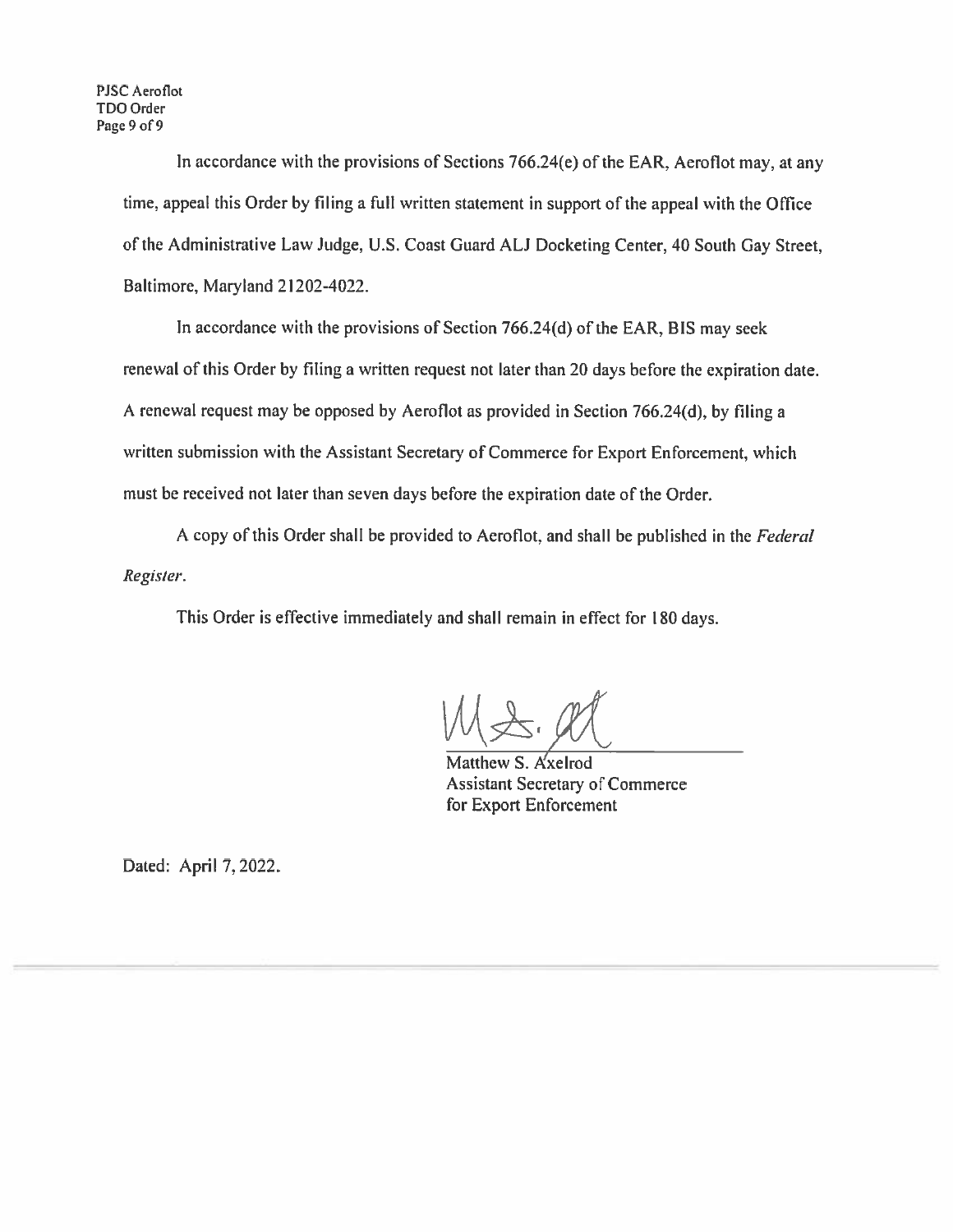In accordance with the provisions of Sections 766.24(e) of the EAR, Aeroflot may, at any time, appeal this Order by filing a full written statement in support of the appeal with the Office of the Administrative Law Judge, U.S. Coast Guard ALJ Docketing Center, 40 South Gay Street, Baltimore, Maryland 21202-4022.

In accordance with the provisions of Section 766.24(d) of the EAR, BIS may seek renewal of this Order by filing a written request not later than 20 days before the expiration date. A renewal request may be opposed by Aeroflot as provided in Section 766.24(d), by filing a written submission with the Assistant Secretary of Commerce for Export Enforcement, which must be received not later than seven days before the expiration date of the Order.

A copy of this Order shall be provided to Aeroflot, and shall be published in the *Federal Register*.

This Order is effective immediately and shall remain in effect for 180 days.

Matthew S. Axelrod
Assistant Secretary of Commerce
for Export Enforcement

Dated: April 7, 2022.